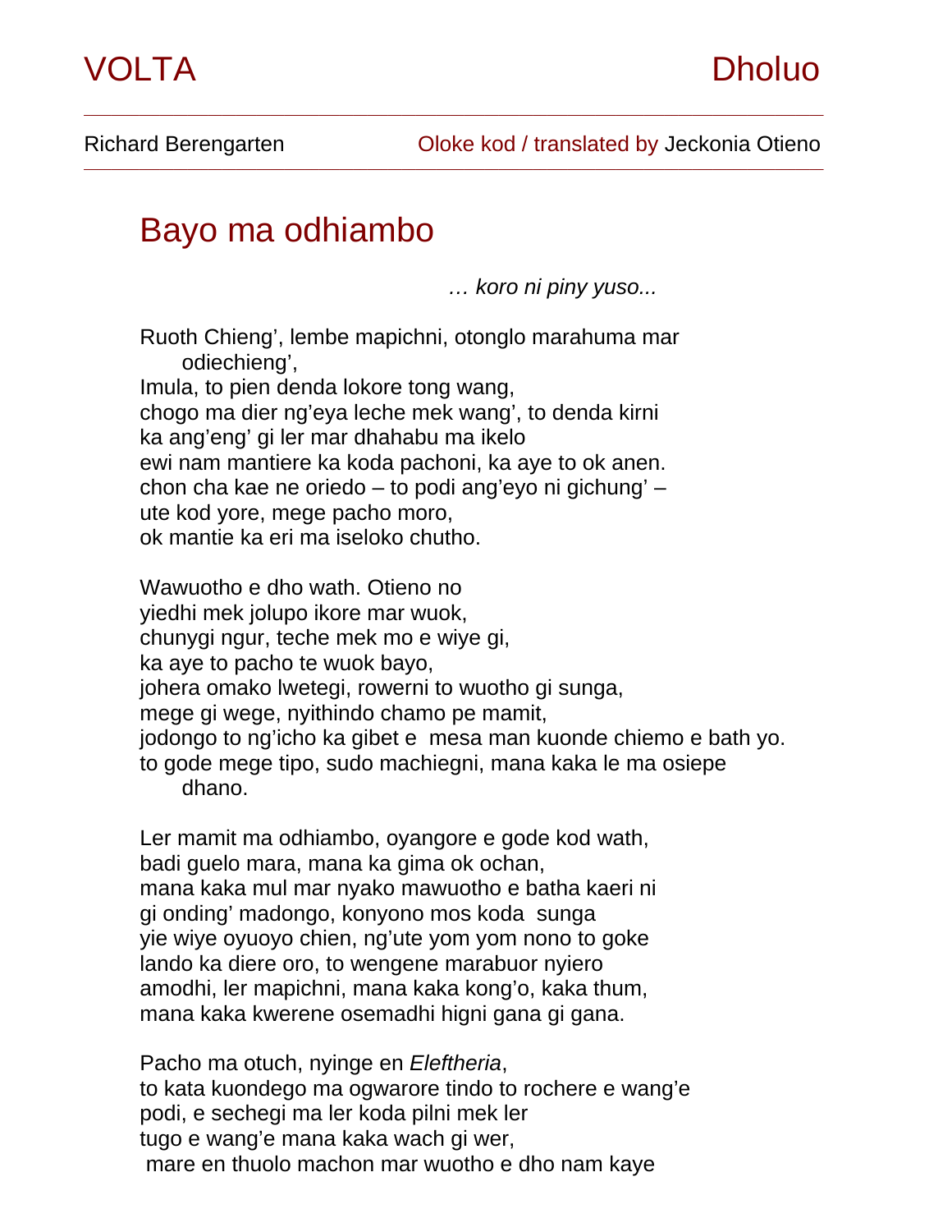VOLTA Dholuo

Richard Berengarten — Oloke kod / translated by Jeckonia Otieno

# Bayo ma odhiambo

*… koro ni piny yuso...*

Ruoth Chieng', lembe mapichni, otonglo marahuma mar
odiechieng',
Imula, to pien denda lokore tong wang,
chogo ma dier ng'eya leche mek wang', to denda kirni
ka ang'eng' gi ler mar dhahabu ma ikelo
ewi nam mantiere ka koda pachoni, ka aye to ok anen.
chon cha kae ne oriedo – to podi ang'eyo ni gichung' –
ute kod yore, mege pacho moro,
ok mantie ka eri ma iseloko chutho.

Wawuotho e dho wath. Otieno no
yiedhi mek jolupo ikore mar wuok,
chunygi ngur, teche mek mo e wiye gi,
ka aye to pacho te wuok bayo,
johera omako lwetegi, rowerni to wuotho gi sunga,
mege gi wege, nyithindo chamo pe mamit,
jodongo to ng'icho ka gibet e mesa man kuonde chiemo e bath yo.
to gode mege tipo, sudo machiegni, mana kaka le ma osiepe
dhano.

Ler mamit ma odhiambo, oyangore e gode kod wath,
badi guelo mara, mana ka gima ok ochan,
mana kaka mul mar nyako mawuotho e batha kaeri ni
gi onding' madongo, konyono mos koda sunga
yie wiye oyuoyo chien, ng'ute yom yom nono to goke
lando ka diere oro, to wengene marabuor nyiero
amodhi, ler mapichni, mana kaka kong'o, kaka thum,
mana kaka kwerene osemadhi higni gana gi gana.

Pacho ma otuch, nyinge en *Eleftheria*,
to kata kuondego ma ogwarore tindo to rochere e wang'e
podi, e sechegi ma ler koda pilni mek ler
tugo e wang'e mana kaka wach gi wer,
mare en thuolo machon mar wuotho e dho nam kaye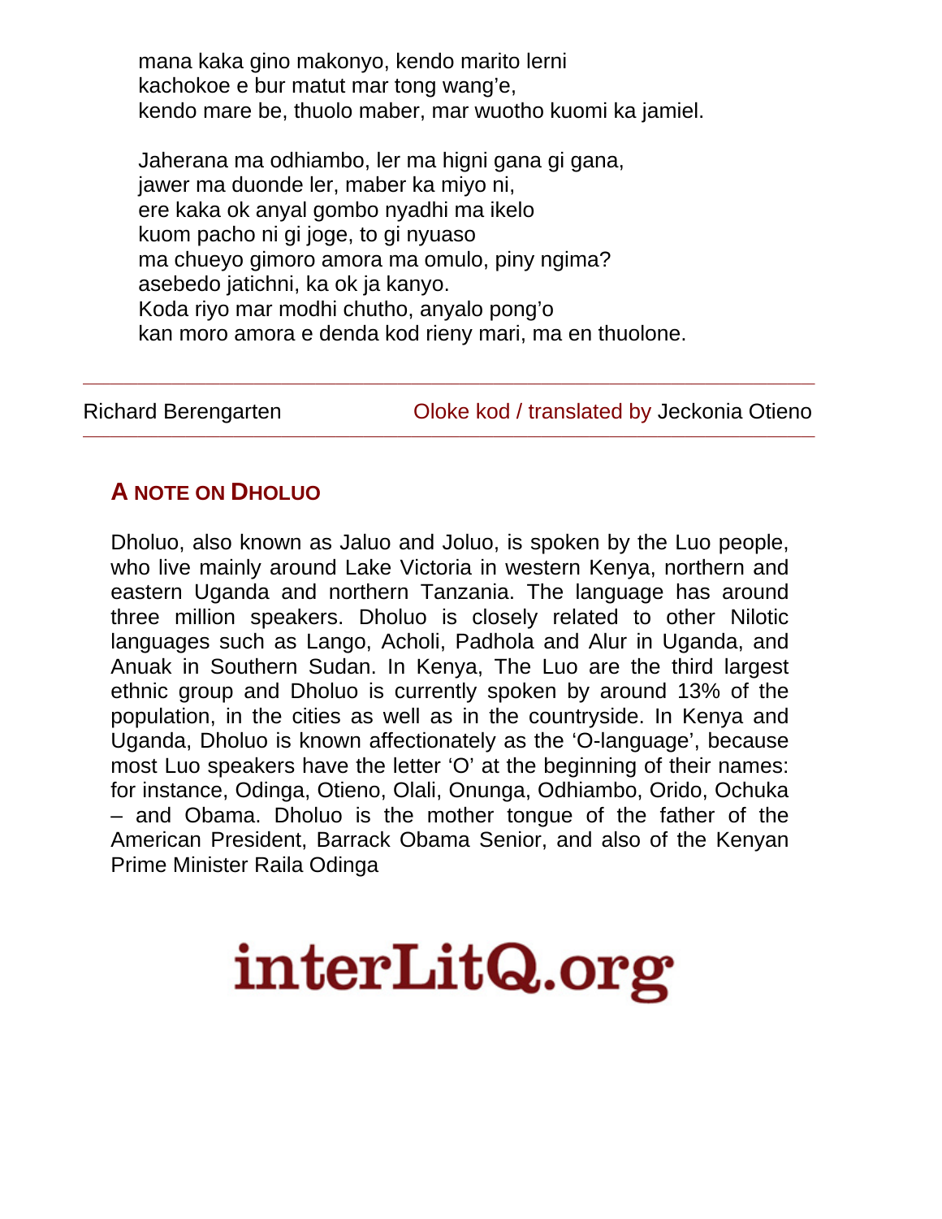mana kaka gino makonyo, kendo marito lerni
kachokoe e bur matut mar tong wang'e,
kendo mare be, thuolo maber, mar wuotho kuomi ka jamiel.

Jaherana ma odhiambo, ler ma higni gana gi gana,
jawer ma duonde ler, maber ka miyo ni,
ere kaka ok anyal gombo nyadhi ma ikelo
kuom pacho ni gi joge, to gi nyuaso
ma chueyo gimoro amora ma omulo, piny ngima?
asebedo jatichni, ka ok ja kanyo.
Koda riyo mar modhi chutho, anyalo pong'o
kan moro amora e denda kod rieny mari, ma en thuolone.

---

Richard Berengarten — Oloke kod / translated by Jeckonia Otieno

---

## A NOTE ON DHOLUO

Dholuo, also known as Jaluo and Joluo, is spoken by the Luo people, who live mainly around Lake Victoria in western Kenya, northern and eastern Uganda and northern Tanzania. The language has around three million speakers. Dholuo is closely related to other Nilotic languages such as Lango, Acholi, Padhola and Alur in Uganda, and Anuak in Southern Sudan. In Kenya, The Luo are the third largest ethnic group and Dholuo is currently spoken by around 13% of the population, in the cities as well as in the countryside. In Kenya and Uganda, Dholuo is known affectionately as the 'O-language', because most Luo speakers have the letter 'O' at the beginning of their names: for instance, Odinga, Otieno, Olali, Onunga, Odhiambo, Orido, Ochuka – and Obama. Dholuo is the mother tongue of the father of the American President, Barrack Obama Senior, and also of the Kenyan Prime Minister Raila Odinga

interLitQ.org